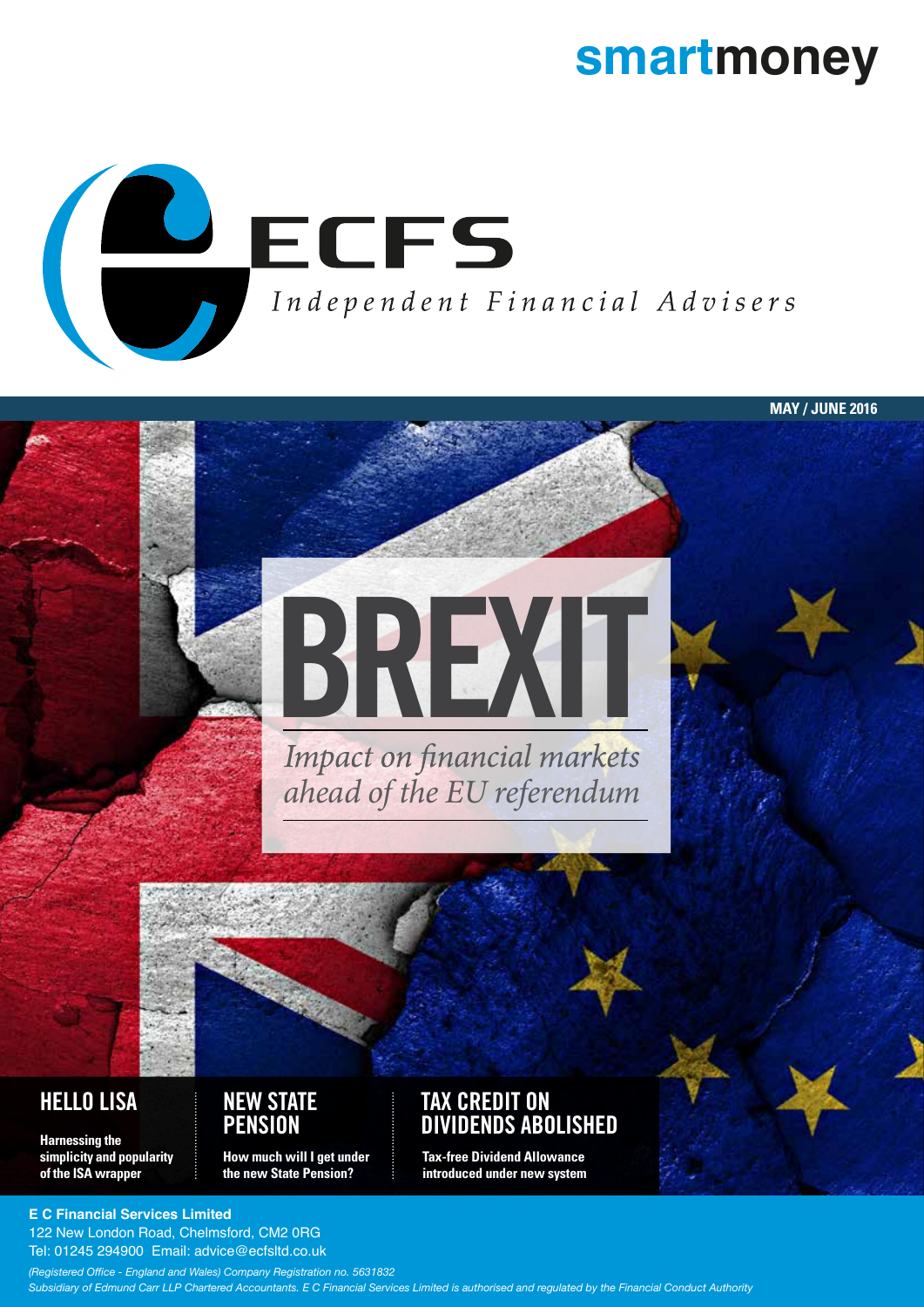# smartmoney

ECFS

*Independent Financial Advisers*

MAY / JUNE 2016

# BREXIT

*Impact on financial markets ahead of the EU referendum*

## HELLO LISA

**Harnessing the simplicity and popularity of the ISA wrapper**

## NEW STATE PENSION

**How much will I get under the new State Pension?**

## TAX CREDIT ON DIVIDENDS ABOLISHED

**Tax-free Dividend Allowance introduced under new system**

**E C Financial Services Limited**
122 New London Road, Chelmsford, CM2 0RG
Tel: 01245 294900 Email: advice@ecfsltd.co.uk

*(Registered Office - England and Wales) Company Registration no. 5631832*
*Subsidiary of Edmund Carr LLP Chartered Accountants. E C Financial Services Limited is authorised and regulated by the Financial Conduct Authority*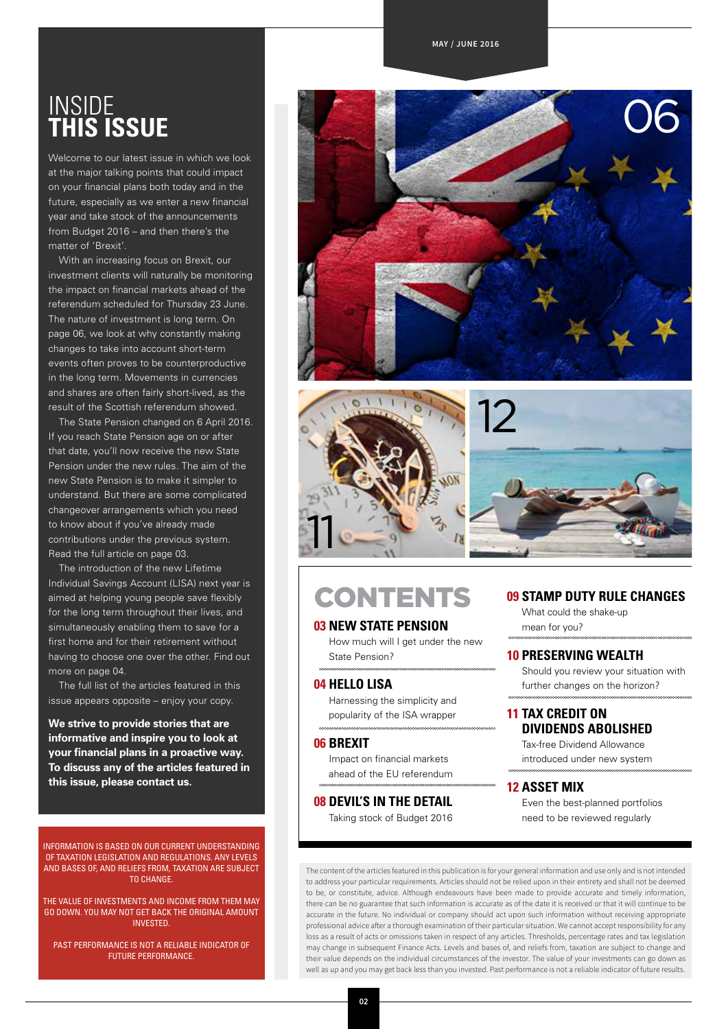# INSIDE THIS ISSUE

Welcome to our latest issue in which we look at the major talking points that could impact on your financial plans both today and in the future, especially as we enter a new financial year and take stock of the announcements from Budget 2016 – and then there's the matter of 'Brexit'.

With an increasing focus on Brexit, our investment clients will naturally be monitoring the impact on financial markets ahead of the referendum scheduled for Thursday 23 June. The nature of investment is long term. On page 06, we look at why constantly making changes to take into account short-term events often proves to be counterproductive in the long term. Movements in currencies and shares are often fairly short-lived, as the result of the Scottish referendum showed.

The State Pension changed on 6 April 2016. If you reach State Pension age on or after that date, you'll now receive the new State Pension under the new rules. The aim of the new State Pension is to make it simpler to understand. But there are some complicated changeover arrangements which you need to know about if you've already made contributions under the previous system. Read the full article on page 03.

The introduction of the new Lifetime Individual Savings Account (LISA) next year is aimed at helping young people save flexibly for the long term throughout their lives, and simultaneously enabling them to save for a first home and for their retirement without having to choose one over the other. Find out more on page 04.

The full list of the articles featured in this issue appears opposite – enjoy your copy.

**We strive to provide stories that are informative and inspire you to look at your financial plans in a proactive way. To discuss any of the articles featured in this issue, please contact us.**

INFORMATION IS BASED ON OUR CURRENT UNDERSTANDING OF TAXATION LEGISLATION AND REGULATIONS. ANY LEVELS AND BASES OF, AND RELIEFS FROM, TAXATION ARE SUBJECT TO CHANGE.

THE VALUE OF INVESTMENTS AND INCOME FROM THEM MAY GO DOWN. YOU MAY NOT GET BACK THE ORIGINAL AMOUNT INVESTED.

PAST PERFORMANCE IS NOT A RELIABLE INDICATOR OF FUTURE PERFORMANCE.

06

11

12

# CONTENTS

**03 NEW STATE PENSION**
How much will I get under the new State Pension?

**04 HELLO LISA**
Harnessing the simplicity and popularity of the ISA wrapper

**06 BREXIT**
Impact on financial markets ahead of the EU referendum

**08 DEVIL'S IN THE DETAIL**
Taking stock of Budget 2016

**09 STAMP DUTY RULE CHANGES**
What could the shake-up mean for you?

**10 PRESERVING WEALTH**
Should you review your situation with further changes on the horizon?

**11 TAX CREDIT ON DIVIDENDS ABOLISHED**
Tax-free Dividend Allowance introduced under new system

**12 ASSET MIX**
Even the best-planned portfolios need to be reviewed regularly

The content of the articles featured in this publication is for your general information and use only and is not intended to address your particular requirements. Articles should not be relied upon in their entirety and shall not be deemed to be, or constitute, advice. Although endeavours have been made to provide accurate and timely information, there can be no guarantee that such information is accurate as of the date it is received or that it will continue to be accurate in the future. No individual or company should act upon such information without receiving appropriate professional advice after a thorough examination of their particular situation. We cannot accept responsibility for any loss as a result of acts or omissions taken in respect of any articles. Thresholds, percentage rates and tax legislation may change in subsequent Finance Acts. Levels and bases of, and reliefs from, taxation are subject to change and their value depends on the individual circumstances of the investor. The value of your investments can go down as well as up and you may get back less than you invested. Past performance is not a reliable indicator of future results.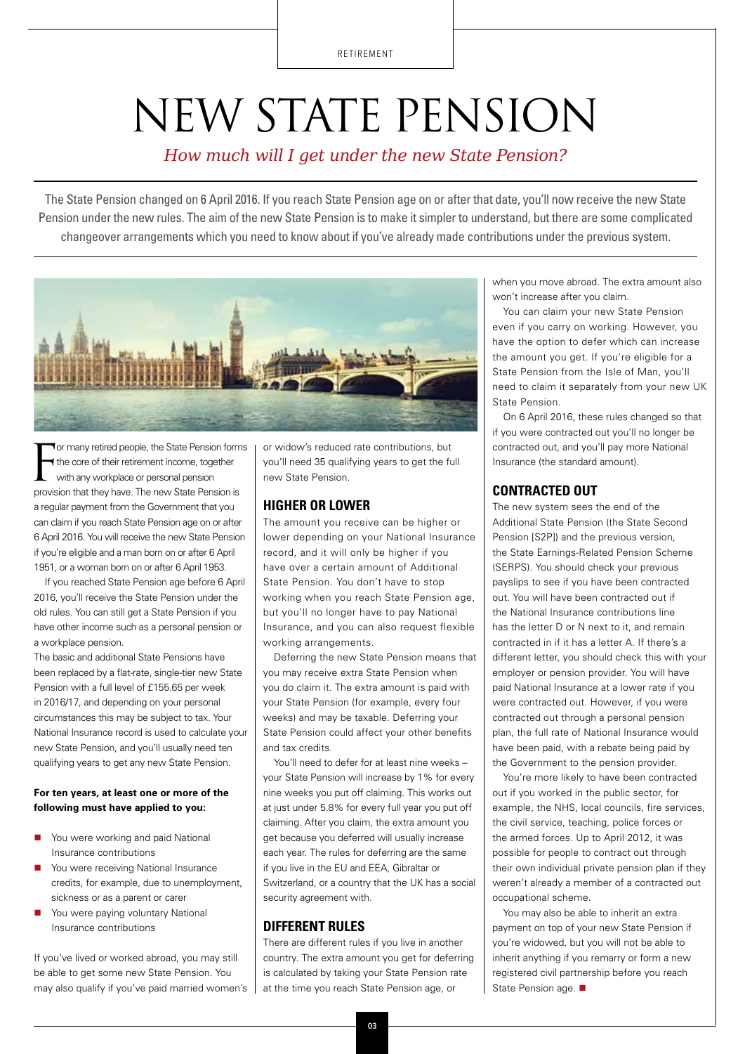# NEW STATE PENSION

*How much will I get under the new State Pension?*

The State Pension changed on 6 April 2016. If you reach State Pension age on or after that date, you'll now receive the new State Pension under the new rules. The aim of the new State Pension is to make it simpler to understand, but there are some complicated changeover arrangements which you need to know about if you've already made contributions under the previous system.

For many retired people, the State Pension forms the core of their retirement income, together with any workplace or personal pension provision that they have. The new State Pension is a regular payment from the Government that you can claim if you reach State Pension age on or after 6 April 2016. You will receive the new State Pension if you're eligible and a man born on or after 6 April 1951, or a woman born on or after 6 April 1953.

If you reached State Pension age before 6 April 2016, you'll receive the State Pension under the old rules. You can still get a State Pension if you have other income such as a personal pension or a workplace pension.

The basic and additional State Pensions have been replaced by a flat-rate, single-tier new State Pension with a full level of £155.65 per week in 2016/17, and depending on your personal circumstances this may be subject to tax. Your National Insurance record is used to calculate your new State Pension, and you'll usually need ten qualifying years to get any new State Pension.

**For ten years, at least one or more of the following must have applied to you:**

- You were working and paid National Insurance contributions
- You were receiving National Insurance credits, for example, due to unemployment, sickness or as a parent or carer
- You were paying voluntary National Insurance contributions

If you've lived or worked abroad, you may still be able to get some new State Pension. You may also qualify if you've paid married women's or widow's reduced rate contributions, but you'll need 35 qualifying years to get the full new State Pension.

## HIGHER OR LOWER

The amount you receive can be higher or lower depending on your National Insurance record, and it will only be higher if you have over a certain amount of Additional State Pension. You don't have to stop working when you reach State Pension age, but you'll no longer have to pay National Insurance, and you can also request flexible working arrangements.

Deferring the new State Pension means that you may receive extra State Pension when you do claim it. The extra amount is paid with your State Pension (for example, every four weeks) and may be taxable. Deferring your State Pension could affect your other benefits and tax credits.

You'll need to defer for at least nine weeks – your State Pension will increase by 1% for every nine weeks you put off claiming. This works out at just under 5.8% for every full year you put off claiming. After you claim, the extra amount you get because you deferred will usually increase each year. The rules for deferring are the same if you live in the EU and EEA, Gibraltar or Switzerland, or a country that the UK has a social security agreement with.

## DIFFERENT RULES

There are different rules if you live in another country. The extra amount you get for deferring is calculated by taking your State Pension rate at the time you reach State Pension age, or when you move abroad. The extra amount also won't increase after you claim.

You can claim your new State Pension even if you carry on working. However, you have the option to defer which can increase the amount you get. If you're eligible for a State Pension from the Isle of Man, you'll need to claim it separately from your new UK State Pension.

On 6 April 2016, these rules changed so that if you were contracted out you'll no longer be contracted out, and you'll pay more National Insurance (the standard amount).

## CONTRACTED OUT

The new system sees the end of the Additional State Pension (the State Second Pension [S2P]) and the previous version, the State Earnings-Related Pension Scheme (SERPS). You should check your previous payslips to see if you have been contracted out. You will have been contracted out if the National Insurance contributions line has the letter D or N next to it, and remain contracted in if it has a letter A. If there's a different letter, you should check this with your employer or pension provider. You will have paid National Insurance at a lower rate if you were contracted out. However, if you were contracted out through a personal pension plan, the full rate of National Insurance would have been paid, with a rebate being paid by the Government to the pension provider.

You're more likely to have been contracted out if you worked in the public sector, for example, the NHS, local councils, fire services, the civil service, teaching, police forces or the armed forces. Up to April 2012, it was possible for people to contract out through their own individual private pension plan if they weren't already a member of a contracted out occupational scheme.

You may also be able to inherit an extra payment on top of your new State Pension if you're widowed, but you will not be able to inherit anything if you remarry or form a new registered civil partnership before you reach State Pension age. ■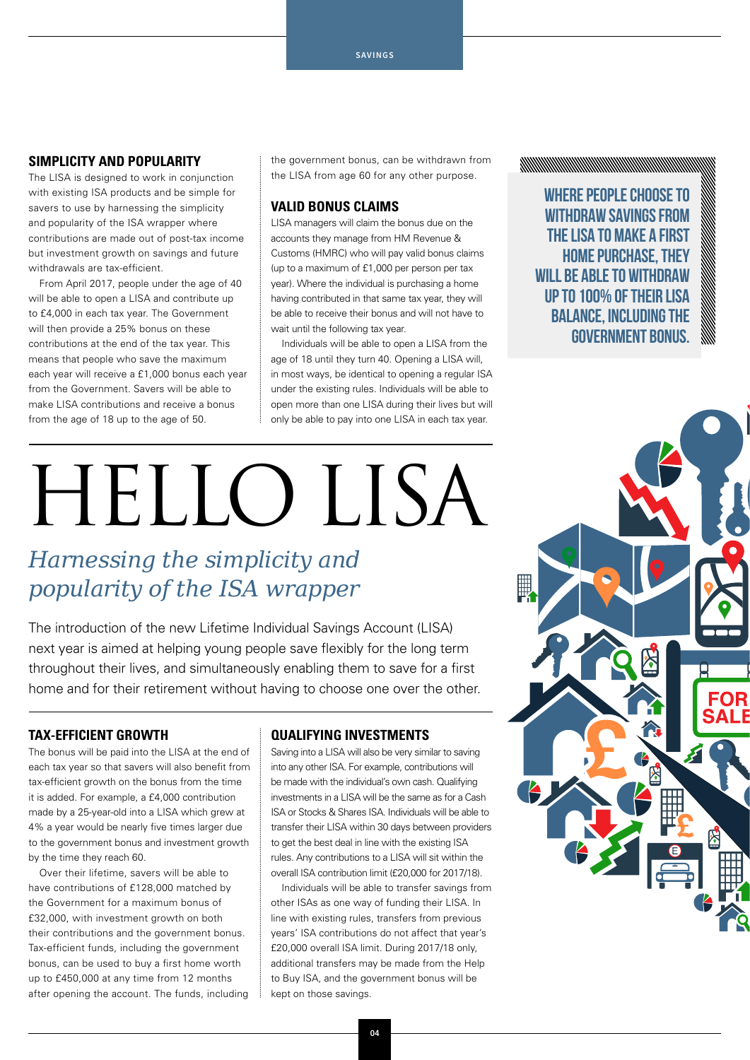# HELLO LISA

*Harnessing the simplicity and popularity of the ISA wrapper*

The introduction of the new Lifetime Individual Savings Account (LISA) next year is aimed at helping young people save flexibly for the long term throughout their lives, and simultaneously enabling them to save for a first home and for their retirement without having to choose one over the other.

### TAX-EFFICIENT GROWTH

The bonus will be paid into the LISA at the end of each tax year so that savers will also benefit from tax-efficient growth on the bonus from the time it is added. For example, a £4,000 contribution made by a 25-year-old into a LISA which grew at 4% a year would be nearly five times larger due to the government bonus and investment growth by the time they reach 60.

Over their lifetime, savers will be able to have contributions of £128,000 matched by the Government for a maximum bonus of £32,000, with investment growth on both their contributions and the government bonus. Tax-efficient funds, including the government bonus, can be used to buy a first home worth up to £450,000 at any time from 12 months after opening the account. The funds, including the government bonus, can be withdrawn from the LISA from age 60 for any other purpose.

### SIMPLICITY AND POPULARITY

The LISA is designed to work in conjunction with existing ISA products and be simple for savers to use by harnessing the simplicity and popularity of the ISA wrapper where contributions are made out of post-tax income but investment growth on savings and future withdrawals are tax-efficient.

From April 2017, people under the age of 40 will be able to open a LISA and contribute up to £4,000 in each tax year. The Government will then provide a 25% bonus on these contributions at the end of the tax year. This means that people who save the maximum each year will receive a £1,000 bonus each year from the Government. Savers will be able to make LISA contributions and receive a bonus from the age of 18 up to the age of 50.

### VALID BONUS CLAIMS

LISA managers will claim the bonus due on the accounts they manage from HM Revenue & Customs (HMRC) who will pay valid bonus claims (up to a maximum of £1,000 per person per tax year). Where the individual is purchasing a home having contributed in that same tax year, they will be able to receive their bonus and will not have to wait until the following tax year.

Individuals will be able to open a LISA from the age of 18 until they turn 40. Opening a LISA will, in most ways, be identical to opening a regular ISA under the existing rules. Individuals will be able to open more than one LISA during their lives but will only be able to pay into one LISA in each tax year.

### QUALIFYING INVESTMENTS

Saving into a LISA will also be very similar to saving into any other ISA. For example, contributions will be made with the individual's own cash. Qualifying investments in a LISA will be the same as for a Cash ISA or Stocks & Shares ISA. Individuals will be able to transfer their LISA within 30 days between providers to get the best deal in line with the existing ISA rules. Any contributions to a LISA will sit within the overall ISA contribution limit (£20,000 for 2017/18).

Individuals will be able to transfer savings from other ISAs as one way of funding their LISA. In line with existing rules, transfers from previous years' ISA contributions do not affect that year's £20,000 overall ISA limit. During 2017/18 only, additional transfers may be made from the Help to Buy ISA, and the government bonus will be kept on those savings.

**WHERE PEOPLE CHOOSE TO WITHDRAW SAVINGS FROM THE LISA TO MAKE A FIRST HOME PURCHASE, THEY WILL BE ABLE TO WITHDRAW UP TO 100% OF THEIR LISA BALANCE, INCLUDING THE GOVERNMENT BONUS.**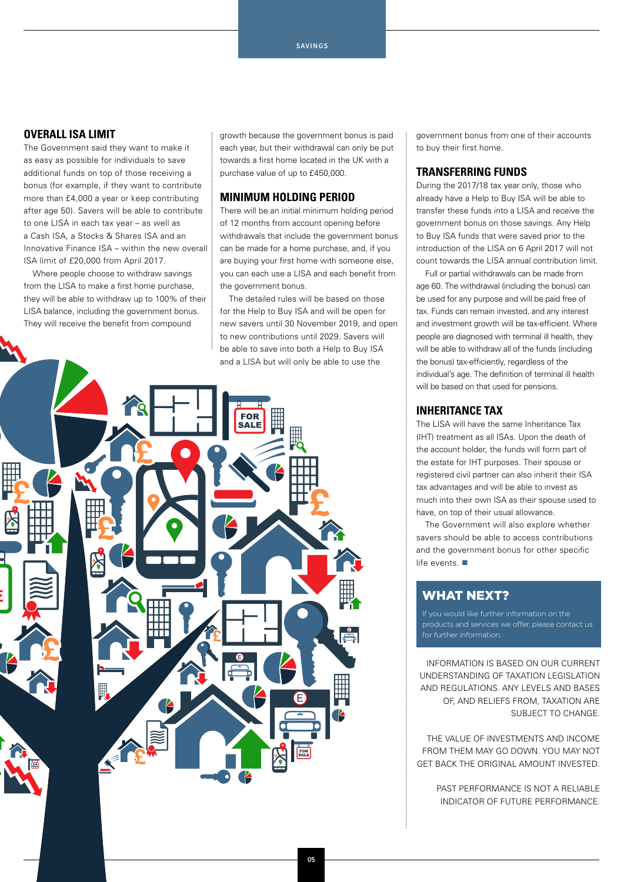## OVERALL ISA LIMIT

The Government said they want to make it as easy as possible for individuals to save additional funds on top of those receiving a bonus (for example, if they want to contribute more than £4,000 a year or keep contributing after age 50). Savers will be able to contribute to one LISA in each tax year – as well as a Cash ISA, a Stocks & Shares ISA and an Innovative Finance ISA – within the new overall ISA limit of £20,000 from April 2017.

Where people choose to withdraw savings from the LISA to make a first home purchase, they will be able to withdraw up to 100% of their LISA balance, including the government bonus. They will receive the benefit from compound growth because the government bonus is paid each year, but their withdrawal can only be put towards a first home located in the UK with a purchase value of up to £450,000.

## MINIMUM HOLDING PERIOD

There will be an initial minimum holding period of 12 months from account opening before withdrawals that include the government bonus can be made for a home purchase, and, if you are buying your first home with someone else, you can each use a LISA and each benefit from the government bonus.

The detailed rules will be based on those for the Help to Buy ISA and will be open for new savers until 30 November 2019, and open to new contributions until 2029. Savers will be able to save into both a Help to Buy ISA and a LISA but will only be able to use the government bonus from one of their accounts to buy their first home.

## TRANSFERRING FUNDS

During the 2017/18 tax year only, those who already have a Help to Buy ISA will be able to transfer these funds into a LISA and receive the government bonus on those savings. Any Help to Buy ISA funds that were saved prior to the introduction of the LISA on 6 April 2017 will not count towards the LISA annual contribution limit.

Full or partial withdrawals can be made from age 60. The withdrawal (including the bonus) can be used for any purpose and will be paid free of tax. Funds can remain invested, and any interest and investment growth will be tax-efficient. Where people are diagnosed with terminal ill health, they will be able to withdraw all of the funds (including the bonus) tax-efficiently, regardless of the individual's age. The definition of terminal ill health will be based on that used for pensions.

## INHERITANCE TAX

The LISA will have the same Inheritance Tax (IHT) treatment as all ISAs. Upon the death of the account holder, the funds will form part of the estate for IHT purposes. Their spouse or registered civil partner can also inherit their ISA tax advantages and will be able to invest as much into their own ISA as their spouse used to have, on top of their usual allowance.

The Government will also explore whether savers should be able to access contributions and the government bonus for other specific life events. ■

## WHAT NEXT?

If you would like further information on the products and services we offer, please contact us for further information.

INFORMATION IS BASED ON OUR CURRENT UNDERSTANDING OF TAXATION LEGISLATION AND REGULATIONS. ANY LEVELS AND BASES OF, AND RELIEFS FROM, TAXATION ARE SUBJECT TO CHANGE.

THE VALUE OF INVESTMENTS AND INCOME FROM THEM MAY GO DOWN. YOU MAY NOT GET BACK THE ORIGINAL AMOUNT INVESTED.

PAST PERFORMANCE IS NOT A RELIABLE INDICATOR OF FUTURE PERFORMANCE.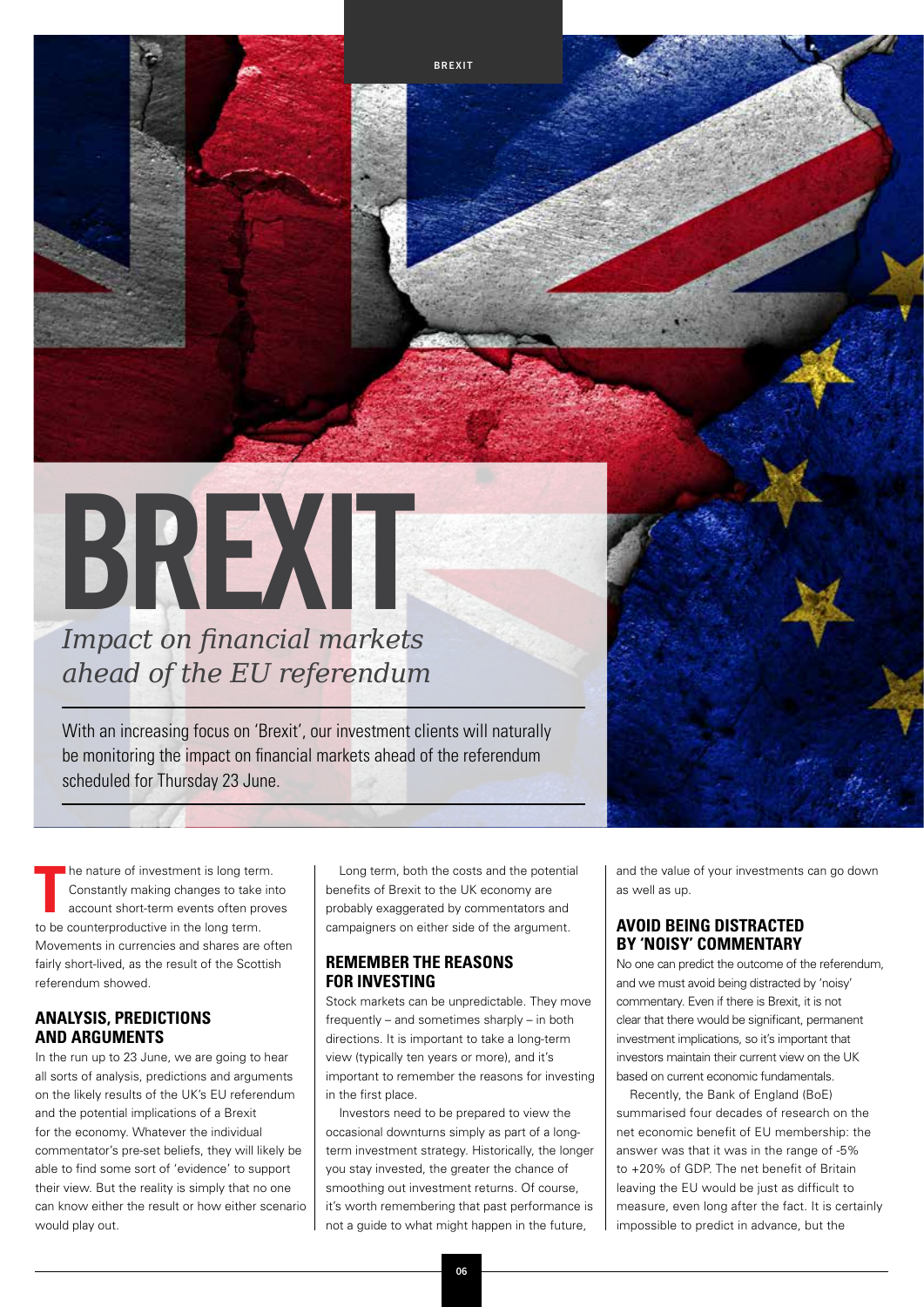# BREXIT

*Impact on financial markets ahead of the EU referendum*

With an increasing focus on 'Brexit', our investment clients will naturally be monitoring the impact on financial markets ahead of the referendum scheduled for Thursday 23 June.

The nature of investment is long term. Constantly making changes to take into account short-term events often proves to be counterproductive in the long term. Movements in currencies and shares are often fairly short-lived, as the result of the Scottish referendum showed.

## ANALYSIS, PREDICTIONS AND ARGUMENTS

In the run up to 23 June, we are going to hear all sorts of analysis, predictions and arguments on the likely results of the UK's EU referendum and the potential implications of a Brexit for the economy. Whatever the individual commentator's pre-set beliefs, they will likely be able to find some sort of 'evidence' to support their view. But the reality is simply that no one can know either the result or how either scenario would play out.

Long term, both the costs and the potential benefits of Brexit to the UK economy are probably exaggerated by commentators and campaigners on either side of the argument.

## REMEMBER THE REASONS FOR INVESTING

Stock markets can be unpredictable. They move frequently – and sometimes sharply – in both directions. It is important to take a long-term view (typically ten years or more), and it's important to remember the reasons for investing in the first place.

Investors need to be prepared to view the occasional downturns simply as part of a long-term investment strategy. Historically, the longer you stay invested, the greater the chance of smoothing out investment returns. Of course, it's worth remembering that past performance is not a guide to what might happen in the future, and the value of your investments can go down as well as up.

## AVOID BEING DISTRACTED BY 'NOISY' COMMENTARY

No one can predict the outcome of the referendum, and we must avoid being distracted by 'noisy' commentary. Even if there is Brexit, it is not clear that there would be significant, permanent investment implications, so it's important that investors maintain their current view on the UK based on current economic fundamentals.

Recently, the Bank of England (BoE) summarised four decades of research on the net economic benefit of EU membership: the answer was that it was in the range of -5% to +20% of GDP. The net benefit of Britain leaving the EU would be just as difficult to measure, even long after the fact. It is certainly impossible to predict in advance, but the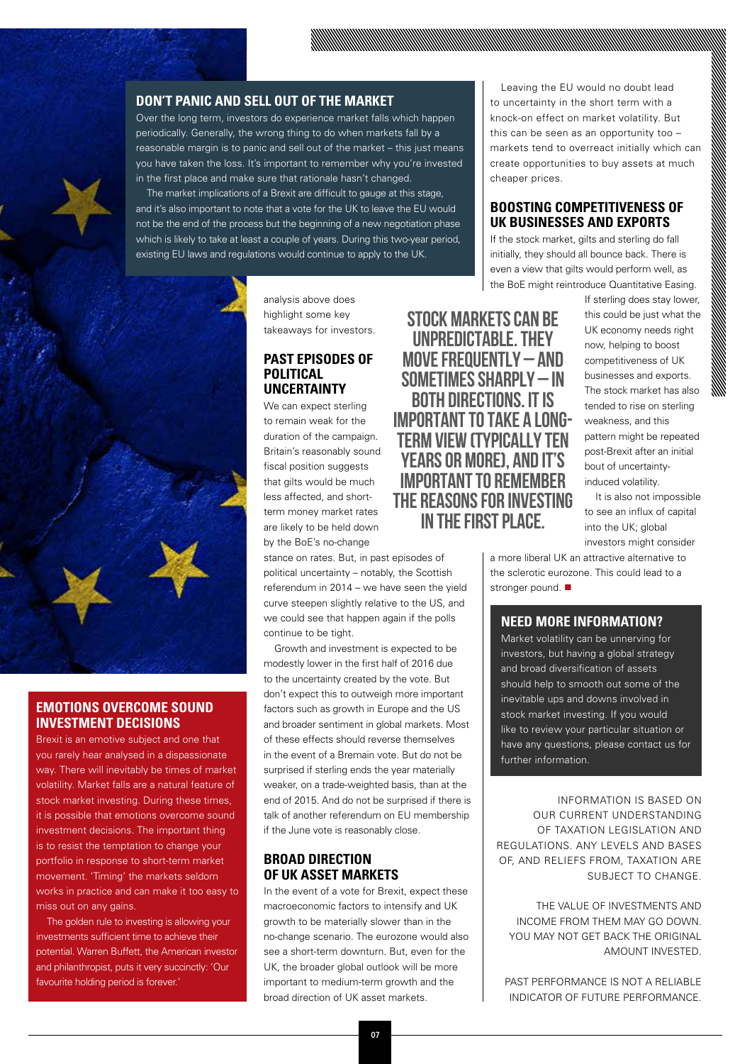## DON'T PANIC AND SELL OUT OF THE MARKET

Over the long term, investors do experience market falls which happen periodically. Generally, the wrong thing to do when markets fall by a reasonable margin is to panic and sell out of the market – this just means you have taken the loss. It's important to remember why you're invested in the first place and make sure that rationale hasn't changed.

The market implications of a Brexit are difficult to gauge at this stage, and it's also important to note that a vote for the UK to leave the EU would not be the end of the process but the beginning of a new negotiation phase which is likely to take at least a couple of years. During this two-year period, existing EU laws and regulations would continue to apply to the UK.

## EMOTIONS OVERCOME SOUND INVESTMENT DECISIONS

Brexit is an emotive subject and one that you rarely hear analysed in a dispassionate way. There will inevitably be times of market volatility. Market falls are a natural feature of stock market investing. During these times, it is possible that emotions overcome sound investment decisions. The important thing is to resist the temptation to change your portfolio in response to short-term market movement. 'Timing' the markets seldom works in practice and can make it too easy to miss out on any gains.

The golden rule to investing is allowing your investments sufficient time to achieve their potential. Warren Buffett, the American investor and philanthropist, puts it very succinctly: 'Our favourite holding period is forever.'

analysis above does highlight some key takeaways for investors.

## PAST EPISODES OF POLITICAL UNCERTAINTY

We can expect sterling to remain weak for the duration of the campaign. Britain's reasonably sound fiscal position suggests that gilts would be much less affected, and short-term money market rates are likely to be held down by the BoE's no-change stance on rates. But, in past episodes of political uncertainty – notably, the Scottish referendum in 2014 – we have seen the yield curve steepen slightly relative to the US, and we could see that happen again if the polls continue to be tight.

Growth and investment is expected to be modestly lower in the first half of 2016 due to the uncertainty created by the vote. But don't expect this to outweigh more important factors such as growth in Europe and the US and broader sentiment in global markets. Most of these effects should reverse themselves in the event of a Bremain vote. But do not be surprised if sterling ends the year materially weaker, on a trade-weighted basis, than at the end of 2015. And do not be surprised if there is talk of another referendum on EU membership if the June vote is reasonably close.

## BROAD DIRECTION OF UK ASSET MARKETS

In the event of a vote for Brexit, expect these macroeconomic factors to intensify and UK growth to be materially slower than in the no-change scenario. The eurozone would also see a short-term downturn. But, even for the UK, the broader global outlook will be more important to medium-term growth and the broad direction of UK asset markets.

**STOCK MARKETS CAN BE UNPREDICTABLE. THEY MOVE FREQUENTLY – AND SOMETIMES SHARPLY – IN BOTH DIRECTIONS. IT IS IMPORTANT TO TAKE A LONG-TERM VIEW (TYPICALLY TEN YEARS OR MORE), AND IT'S IMPORTANT TO REMEMBER THE REASONS FOR INVESTING IN THE FIRST PLACE.**

Leaving the EU would no doubt lead to uncertainty in the short term with a knock-on effect on market volatility. But this can be seen as an opportunity too – markets tend to overreact initially which can create opportunities to buy assets at much cheaper prices.

## BOOSTING COMPETITIVENESS OF UK BUSINESSES AND EXPORTS

If the stock market, gilts and sterling do fall initially, they should all bounce back. There is even a view that gilts would perform well, as the BoE might reintroduce Quantitative Easing. If sterling does stay lower, this could be just what the UK economy needs right now, helping to boost competitiveness of UK businesses and exports. The stock market has also tended to rise on sterling weakness, and this pattern might be repeated post-Brexit after an initial bout of uncertainty-induced volatility.

It is also not impossible to see an influx of capital into the UK; global investors might consider a more liberal UK an attractive alternative to the sclerotic eurozone. This could lead to a stronger pound. ■

## NEED MORE INFORMATION?

Market volatility can be unnerving for investors, but having a global strategy and broad diversification of assets should help to smooth out some of the inevitable ups and downs involved in stock market investing. If you would like to review your particular situation or have any questions, please contact us for further information.

INFORMATION IS BASED ON OUR CURRENT UNDERSTANDING OF TAXATION LEGISLATION AND REGULATIONS. ANY LEVELS AND BASES OF, AND RELIEFS FROM, TAXATION ARE SUBJECT TO CHANGE.

THE VALUE OF INVESTMENTS AND INCOME FROM THEM MAY GO DOWN. YOU MAY NOT GET BACK THE ORIGINAL AMOUNT INVESTED.

PAST PERFORMANCE IS NOT A RELIABLE INDICATOR OF FUTURE PERFORMANCE.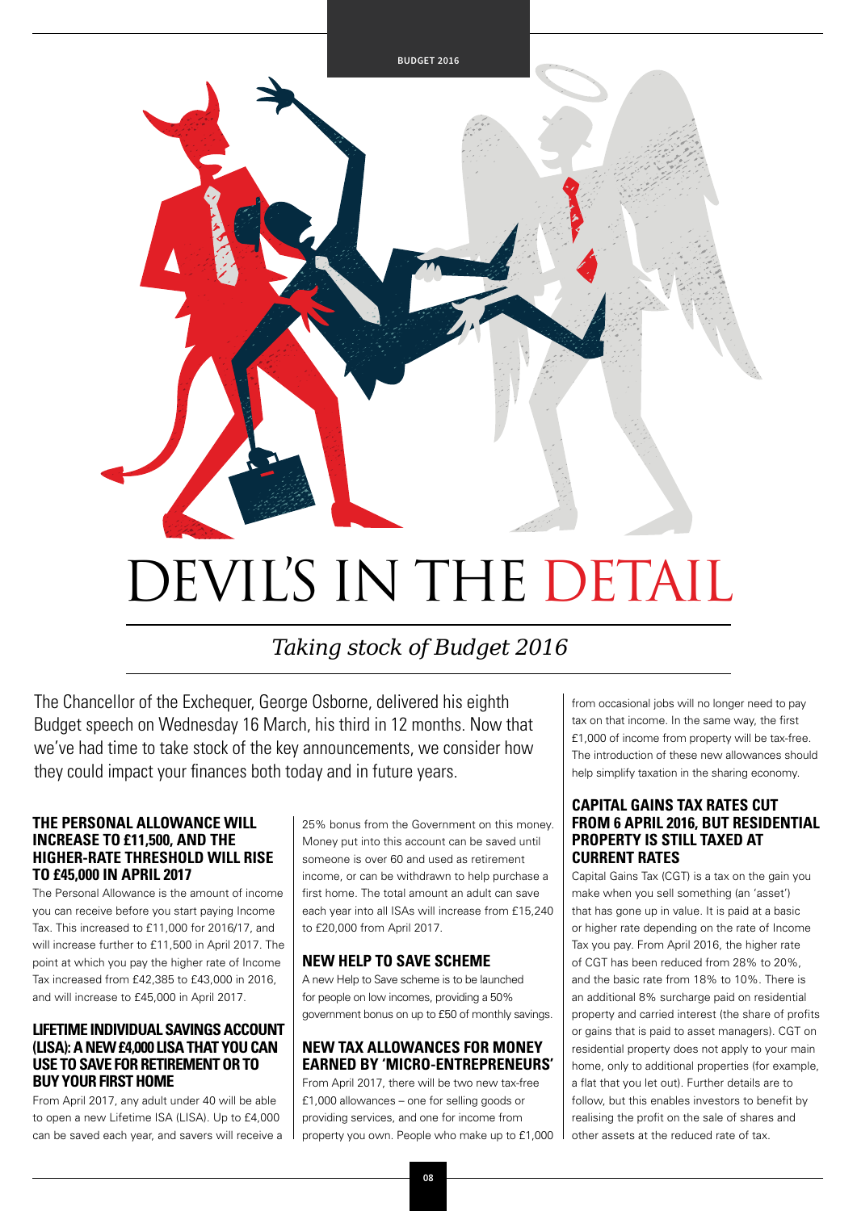# DEVIL'S IN THE DETAIL

*Taking stock of Budget 2016*

The Chancellor of the Exchequer, George Osborne, delivered his eighth Budget speech on Wednesday 16 March, his third in 12 months. Now that we've had time to take stock of the key announcements, we consider how they could impact your finances both today and in future years.

### THE PERSONAL ALLOWANCE WILL INCREASE TO £11,500, AND THE HIGHER-RATE THRESHOLD WILL RISE TO £45,000 IN APRIL 2017

The Personal Allowance is the amount of income you can receive before you start paying Income Tax. This increased to £11,000 for 2016/17, and will increase further to £11,500 in April 2017. The point at which you pay the higher rate of Income Tax increased from £42,385 to £43,000 in 2016, and will increase to £45,000 in April 2017.

### LIFETIME INDIVIDUAL SAVINGS ACCOUNT (LISA): A NEW £4,000 LISA THAT YOU CAN USE TO SAVE FOR RETIREMENT OR TO BUY YOUR FIRST HOME

From April 2017, any adult under 40 will be able to open a new Lifetime ISA (LISA). Up to £4,000 can be saved each year, and savers will receive a 25% bonus from the Government on this money. Money put into this account can be saved until someone is over 60 and used as retirement income, or can be withdrawn to help purchase a first home. The total amount an adult can save each year into all ISAs will increase from £15,240 to £20,000 from April 2017.

### NEW HELP TO SAVE SCHEME

A new Help to Save scheme is to be launched for people on low incomes, providing a 50% government bonus on up to £50 of monthly savings.

### NEW TAX ALLOWANCES FOR MONEY EARNED BY 'MICRO-ENTREPRENEURS'

From April 2017, there will be two new tax-free £1,000 allowances – one for selling goods or providing services, and one for income from property you own. People who make up to £1,000 from occasional jobs will no longer need to pay tax on that income. In the same way, the first £1,000 of income from property will be tax-free. The introduction of these new allowances should help simplify taxation in the sharing economy.

### CAPITAL GAINS TAX RATES CUT FROM 6 APRIL 2016, BUT RESIDENTIAL PROPERTY IS STILL TAXED AT CURRENT RATES

Capital Gains Tax (CGT) is a tax on the gain you make when you sell something (an 'asset') that has gone up in value. It is paid at a basic or higher rate depending on the rate of Income Tax you pay. From April 2016, the higher rate of CGT has been reduced from 28% to 20%, and the basic rate from 18% to 10%. There is an additional 8% surcharge paid on residential property and carried interest (the share of profits or gains that is paid to asset managers). CGT on residential property does not apply to your main home, only to additional properties (for example, a flat that you let out). Further details are to follow, but this enables investors to benefit by realising the profit on the sale of shares and other assets at the reduced rate of tax.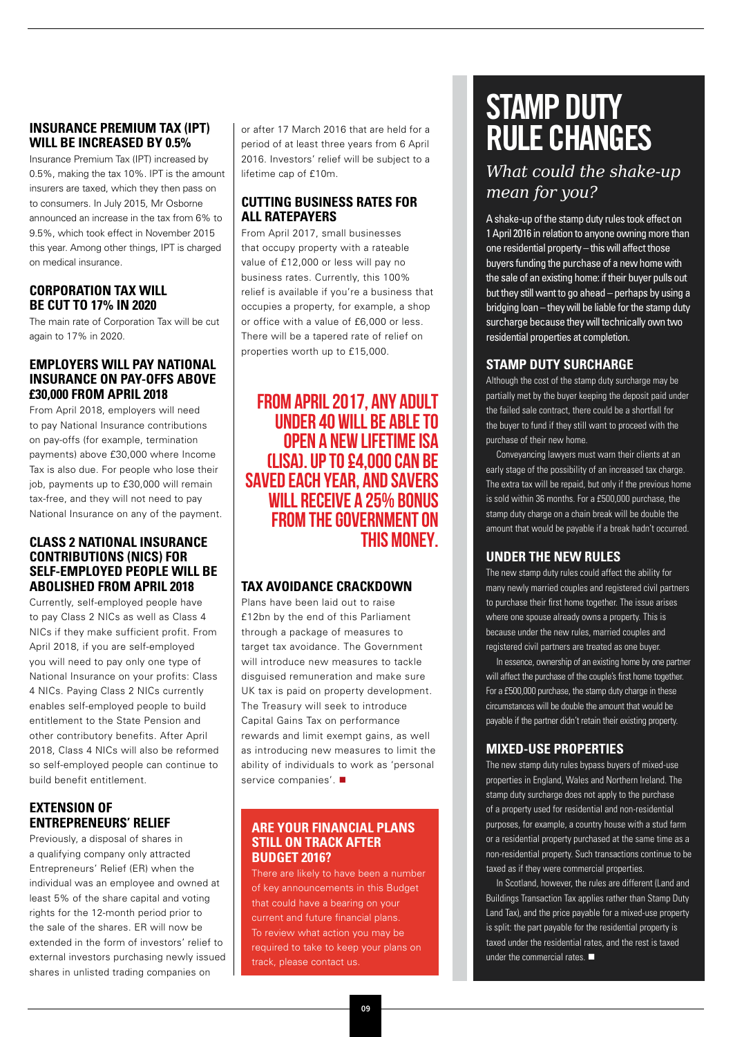### INSURANCE PREMIUM TAX (IPT) WILL BE INCREASED BY 0.5%

Insurance Premium Tax (IPT) increased by 0.5%, making the tax 10%. IPT is the amount insurers are taxed, which they then pass on to consumers. In July 2015, Mr Osborne announced an increase in the tax from 6% to 9.5%, which took effect in November 2015 this year. Among other things, IPT is charged on medical insurance.

### CORPORATION TAX WILL BE CUT TO 17% IN 2020

The main rate of Corporation Tax will be cut again to 17% in 2020.

### EMPLOYERS WILL PAY NATIONAL INSURANCE ON PAY-OFFS ABOVE £30,000 FROM APRIL 2018

From April 2018, employers will need to pay National Insurance contributions on pay-offs (for example, termination payments) above £30,000 where Income Tax is also due. For people who lose their job, payments up to £30,000 will remain tax-free, and they will not need to pay National Insurance on any of the payment.

### CLASS 2 NATIONAL INSURANCE CONTRIBUTIONS (NICS) FOR SELF-EMPLOYED PEOPLE WILL BE ABOLISHED FROM APRIL 2018

Currently, self-employed people have to pay Class 2 NICs as well as Class 4 NICs if they make sufficient profit. From April 2018, if you are self-employed you will need to pay only one type of National Insurance on your profits: Class 4 NICs. Paying Class 2 NICs currently enables self-employed people to build entitlement to the State Pension and other contributory benefits. After April 2018, Class 4 NICs will also be reformed so self-employed people can continue to build benefit entitlement.

### EXTENSION OF ENTREPRENEURS' RELIEF

Previously, a disposal of shares in a qualifying company only attracted Entrepreneurs' Relief (ER) when the individual was an employee and owned at least 5% of the share capital and voting rights for the 12-month period prior to the sale of the shares. ER will now be extended in the form of investors' relief to external investors purchasing newly issued shares in unlisted trading companies on or after 17 March 2016 that are held for a period of at least three years from 6 April 2016. Investors' relief will be subject to a lifetime cap of £10m.

### CUTTING BUSINESS RATES FOR ALL RATEPAYERS

From April 2017, small businesses that occupy property with a rateable value of £12,000 or less will pay no business rates. Currently, this 100% relief is available if you're a business that occupies a property, for example, a shop or office with a value of £6,000 or less. There will be a tapered rate of relief on properties worth up to £15,000.

**FROM APRIL 2017, ANY ADULT UNDER 40 WILL BE ABLE TO OPEN A NEW LIFETIME ISA (LISA). UP TO £4,000 CAN BE SAVED EACH YEAR, AND SAVERS WILL RECEIVE A 25% BONUS FROM THE GOVERNMENT ON THIS MONEY.**

### TAX AVOIDANCE CRACKDOWN

Plans have been laid out to raise £12bn by the end of this Parliament through a package of measures to target tax avoidance. The Government will introduce new measures to tackle disguised remuneration and make sure UK tax is paid on property development. The Treasury will seek to introduce Capital Gains Tax on performance rewards and limit exempt gains, as well as introducing new measures to limit the ability of individuals to work as 'personal service companies'. ■

### ARE YOUR FINANCIAL PLANS STILL ON TRACK AFTER BUDGET 2016?

There are likely to have been a number of key announcements in this Budget that could have a bearing on your current and future financial plans. To review what action you may be required to take to keep your plans on track, please contact us.

# STAMP DUTY RULE CHANGES

*What could the shake-up mean for you?*

A shake-up of the stamp duty rules took effect on 1 April 2016 in relation to anyone owning more than one residential property – this will affect those buyers funding the purchase of a new home with the sale of an existing home: if their buyer pulls out but they still want to go ahead – perhaps by using a bridging loan – they will be liable for the stamp duty surcharge because they will technically own two residential properties at completion.

### STAMP DUTY SURCHARGE

Although the cost of the stamp duty surcharge may be partially met by the buyer keeping the deposit paid under the failed sale contract, there could be a shortfall for the buyer to fund if they still want to proceed with the purchase of their new home.

Conveyancing lawyers must warn their clients at an early stage of the possibility of an increased tax charge. The extra tax will be repaid, but only if the previous home is sold within 36 months. For a £500,000 purchase, the stamp duty charge on a chain break will be double the amount that would be payable if a break hadn't occurred.

### UNDER THE NEW RULES

The new stamp duty rules could affect the ability for many newly married couples and registered civil partners to purchase their first home together. The issue arises where one spouse already owns a property. This is because under the new rules, married couples and registered civil partners are treated as one buyer.

In essence, ownership of an existing home by one partner will affect the purchase of the couple's first home together. For a £500,000 purchase, the stamp duty charge in these circumstances will be double the amount that would be payable if the partner didn't retain their existing property.

### MIXED-USE PROPERTIES

The new stamp duty rules bypass buyers of mixed-use properties in England, Wales and Northern Ireland. The stamp duty surcharge does not apply to the purchase of a property used for residential and non-residential purposes, for example, a country house with a stud farm or a residential property purchased at the same time as a non-residential property. Such transactions continue to be taxed as if they were commercial properties.

In Scotland, however, the rules are different (Land and Buildings Transaction Tax applies rather than Stamp Duty Land Tax), and the price payable for a mixed-use property is split: the part payable for the residential property is taxed under the residential rates, and the rest is taxed under the commercial rates. ■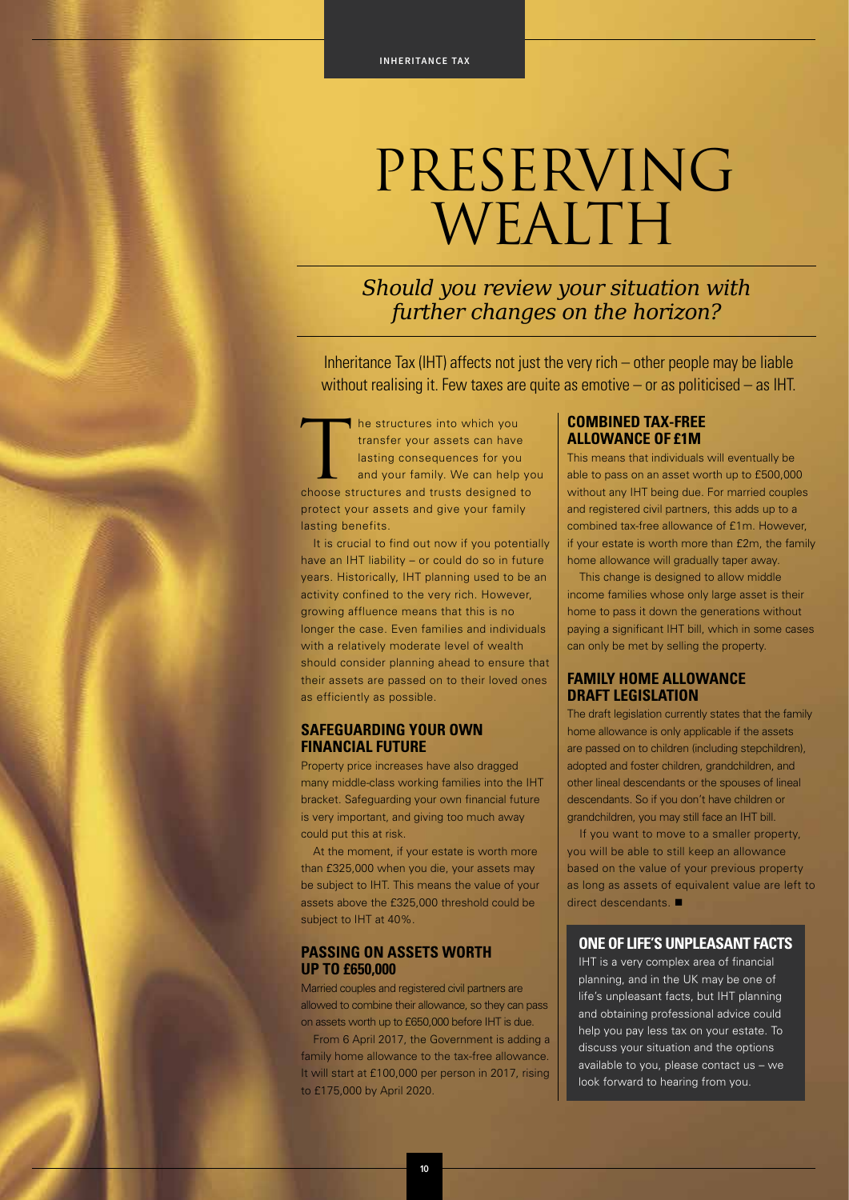# PRESERVING WEALTH

*Should you review your situation with further changes on the horizon?*

Inheritance Tax (IHT) affects not just the very rich – other people may be liable without realising it. Few taxes are quite as emotive – or as politicised – as IHT.

The structures into which you transfer your assets can have lasting consequences for you and your family. We can help you choose structures and trusts designed to protect your assets and give your family lasting benefits.

It is crucial to find out now if you potentially have an IHT liability – or could do so in future years. Historically, IHT planning used to be an activity confined to the very rich. However, growing affluence means that this is no longer the case. Even families and individuals with a relatively moderate level of wealth should consider planning ahead to ensure that their assets are passed on to their loved ones as efficiently as possible.

## SAFEGUARDING YOUR OWN FINANCIAL FUTURE

Property price increases have also dragged many middle-class working families into the IHT bracket. Safeguarding your own financial future is very important, and giving too much away could put this at risk.

At the moment, if your estate is worth more than £325,000 when you die, your assets may be subject to IHT. This means the value of your assets above the £325,000 threshold could be subject to IHT at 40%.

## PASSING ON ASSETS WORTH UP TO £650,000

Married couples and registered civil partners are allowed to combine their allowance, so they can pass on assets worth up to £650,000 before IHT is due.

From 6 April 2017, the Government is adding a family home allowance to the tax-free allowance. It will start at £100,000 per person in 2017, rising to £175,000 by April 2020.

## COMBINED TAX-FREE ALLOWANCE OF £1M

This means that individuals will eventually be able to pass on an asset worth up to £500,000 without any IHT being due. For married couples and registered civil partners, this adds up to a combined tax-free allowance of £1m. However, if your estate is worth more than £2m, the family home allowance will gradually taper away.

This change is designed to allow middle income families whose only large asset is their home to pass it down the generations without paying a significant IHT bill, which in some cases can only be met by selling the property.

## FAMILY HOME ALLOWANCE DRAFT LEGISLATION

The draft legislation currently states that the family home allowance is only applicable if the assets are passed on to children (including stepchildren), adopted and foster children, grandchildren, and other lineal descendants or the spouses of lineal descendants. So if you don't have children or grandchildren, you may still face an IHT bill.

If you want to move to a smaller property, you will be able to still keep an allowance based on the value of your previous property as long as assets of equivalent value are left to direct descendants. ■

## ONE OF LIFE'S UNPLEASANT FACTS

IHT is a very complex area of financial planning, and in the UK may be one of life's unpleasant facts, but IHT planning and obtaining professional advice could help you pay less tax on your estate. To discuss your situation and the options available to you, please contact us – we look forward to hearing from you.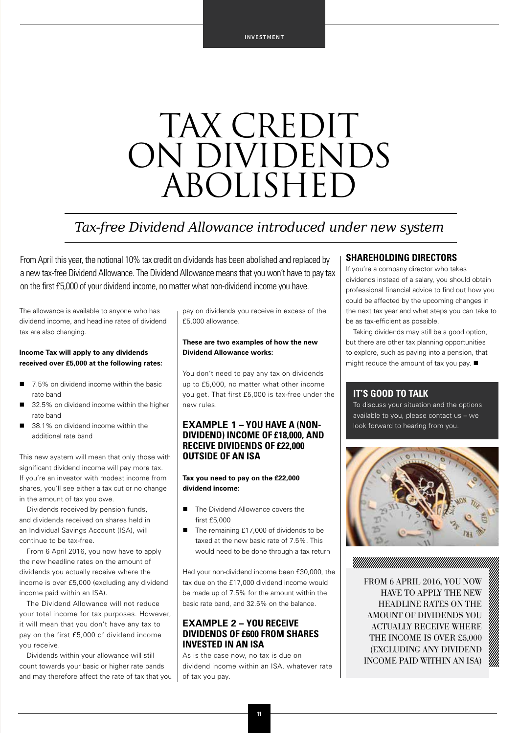# TAX CREDIT ON DIVIDENDS ABOLISHED

## *Tax-free Dividend Allowance introduced under new system*

From April this year, the notional 10% tax credit on dividends has been abolished and replaced by a new tax-free Dividend Allowance. The Dividend Allowance means that you won't have to pay tax on the first £5,000 of your dividend income, no matter what non-dividend income you have.

The allowance is available to anyone who has dividend income, and headline rates of dividend tax are also changing.

**Income Tax will apply to any dividends received over £5,000 at the following rates:**

- 7.5% on dividend income within the basic rate band
- 32.5% on dividend income within the higher rate band
- 38.1% on dividend income within the additional rate band

This new system will mean that only those with significant dividend income will pay more tax. If you're an investor with modest income from shares, you'll see either a tax cut or no change in the amount of tax you owe.

Dividends received by pension funds, and dividends received on shares held in an Individual Savings Account (ISA), will continue to be tax-free.

From 6 April 2016, you now have to apply the new headline rates on the amount of dividends you actually receive where the income is over £5,000 (excluding any dividend income paid within an ISA).

The Dividend Allowance will not reduce your total income for tax purposes. However, it will mean that you don't have any tax to pay on the first £5,000 of dividend income you receive.

Dividends within your allowance will still count towards your basic or higher rate bands and may therefore affect the rate of tax that you pay on dividends you receive in excess of the £5,000 allowance.

**These are two examples of how the new Dividend Allowance works:**

You don't need to pay any tax on dividends up to £5,000, no matter what other income you get. That first £5,000 is tax-free under the new rules.

### EXAMPLE 1 – YOU HAVE A (NON-DIVIDEND) INCOME OF £18,000, AND RECEIVE DIVIDENDS OF £22,000 OUTSIDE OF AN ISA

**Tax you need to pay on the £22,000 dividend income:**

- The Dividend Allowance covers the first £5,000
- The remaining £17,000 of dividends to be taxed at the new basic rate of 7.5%. This would need to be done through a tax return

Had your non-dividend income been £30,000, the tax due on the £17,000 dividend income would be made up of 7.5% for the amount within the basic rate band, and 32.5% on the balance.

### EXAMPLE 2 – YOU RECEIVE DIVIDENDS OF £600 FROM SHARES INVESTED IN AN ISA

As is the case now, no tax is due on dividend income within an ISA, whatever rate of tax you pay.

### SHAREHOLDING DIRECTORS

If you're a company director who takes dividends instead of a salary, you should obtain professional financial advice to find out how you could be affected by the upcoming changes in the next tax year and what steps you can take to be as tax-efficient as possible.

Taking dividends may still be a good option, but there are other tax planning opportunities to explore, such as paying into a pension, that might reduce the amount of tax you pay. ■

### IT'S GOOD TO TALK

To discuss your situation and the options available to you, please contact us – we look forward to hearing from you.

FROM 6 APRIL 2016, YOU NOW HAVE TO APPLY THE NEW HEADLINE RATES ON THE AMOUNT OF DIVIDENDS YOU ACTUALLY RECEIVE WHERE THE INCOME IS OVER £5,000 (EXCLUDING ANY DIVIDEND INCOME PAID WITHIN AN ISA)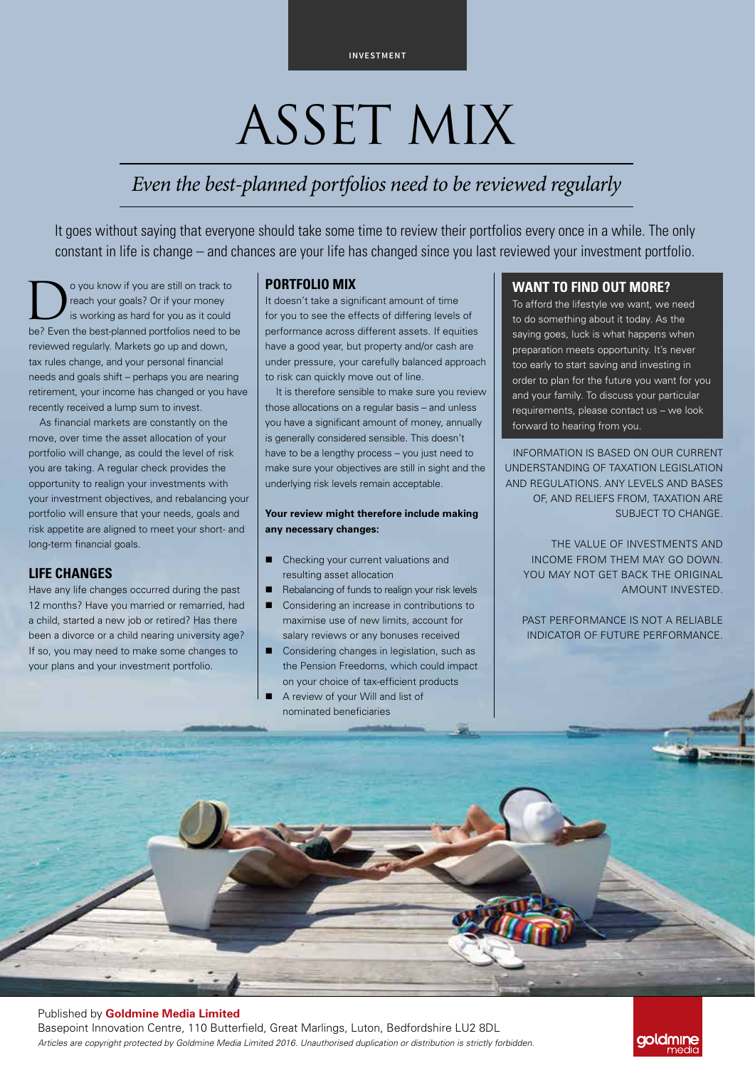INVESTMENT

# ASSET MIX

*Even the best-planned portfolios need to be reviewed regularly*

It goes without saying that everyone should take some time to review their portfolios every once in a while. The only constant in life is change – and chances are your life has changed since you last reviewed your investment portfolio.

Do you know if you are still on track to reach your goals? Or if your money is working as hard for you as it could be? Even the best-planned portfolios need to be reviewed regularly. Markets go up and down, tax rules change, and your personal financial needs and goals shift – perhaps you are nearing retirement, your income has changed or you have recently received a lump sum to invest.

As financial markets are constantly on the move, over time the asset allocation of your portfolio will change, as could the level of risk you are taking. A regular check provides the opportunity to realign your investments with your investment objectives, and rebalancing your portfolio will ensure that your needs, goals and risk appetite are aligned to meet your short- and long-term financial goals.

## LIFE CHANGES

Have any life changes occurred during the past 12 months? Have you married or remarried, had a child, started a new job or retired? Has there been a divorce or a child nearing university age? If so, you may need to make some changes to your plans and your investment portfolio.

## PORTFOLIO MIX

It doesn't take a significant amount of time for you to see the effects of differing levels of performance across different assets. If equities have a good year, but property and/or cash are under pressure, your carefully balanced approach to risk can quickly move out of line.

It is therefore sensible to make sure you review those allocations on a regular basis – and unless you have a significant amount of money, annually is generally considered sensible. This doesn't have to be a lengthy process – you just need to make sure your objectives are still in sight and the underlying risk levels remain acceptable.

**Your review might therefore include making any necessary changes:**

- Checking your current valuations and resulting asset allocation
- Rebalancing of funds to realign your risk levels
- Considering an increase in contributions to maximise use of new limits, account for salary reviews or any bonuses received
- Considering changes in legislation, such as the Pension Freedoms, which could impact on your choice of tax-efficient products
- A review of your Will and list of nominated beneficiaries

## WANT TO FIND OUT MORE?

To afford the lifestyle we want, we need to do something about it today. As the saying goes, luck is what happens when preparation meets opportunity. It's never too early to start saving and investing in order to plan for the future you want for you and your family. To discuss your particular requirements, please contact us – we look forward to hearing from you.

INFORMATION IS BASED ON OUR CURRENT UNDERSTANDING OF TAXATION LEGISLATION AND REGULATIONS. ANY LEVELS AND BASES OF, AND RELIEFS FROM, TAXATION ARE SUBJECT TO CHANGE.

THE VALUE OF INVESTMENTS AND INCOME FROM THEM MAY GO DOWN. YOU MAY NOT GET BACK THE ORIGINAL AMOUNT INVESTED.

PAST PERFORMANCE IS NOT A RELIABLE INDICATOR OF FUTURE PERFORMANCE.

Published by **Goldmine Media Limited**
Basepoint Innovation Centre, 110 Butterfield, Great Marlings, Luton, Bedfordshire LU2 8DL
*Articles are copyright protected by Goldmine Media Limited 2016. Unauthorised duplication or distribution is strictly forbidden.*